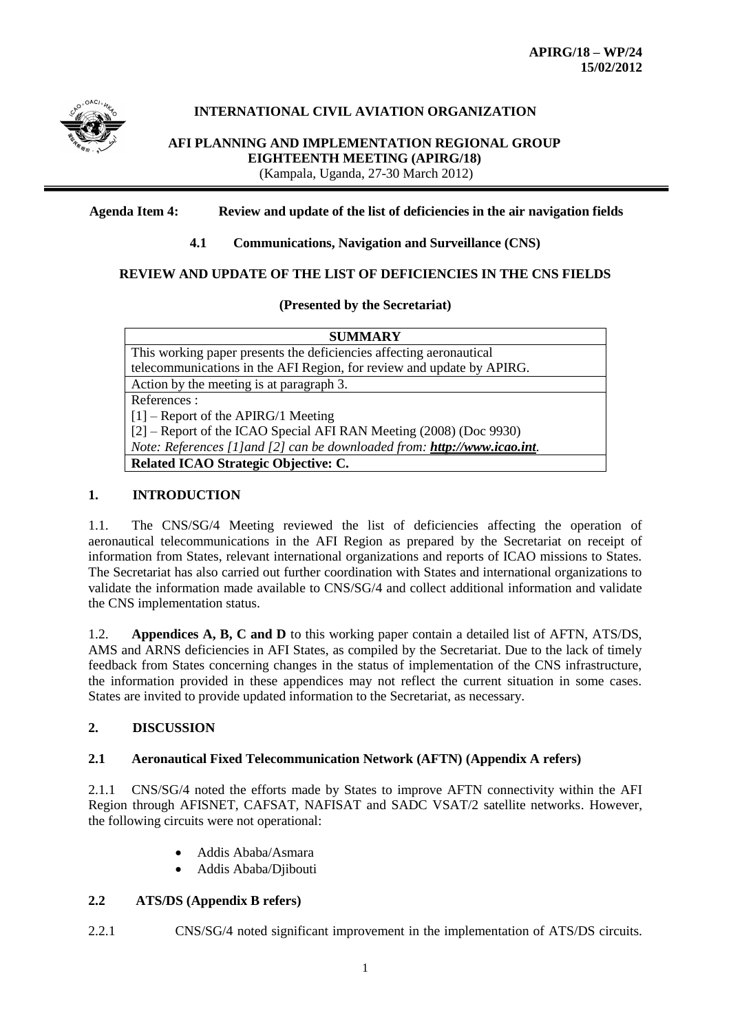**APIRG/18 – WP/24**
**15/02/2012**

**INTERNATIONAL CIVIL AVIATION ORGANIZATION**

**AFI PLANNING AND IMPLEMENTATION REGIONAL GROUP**
**EIGHTEENTH MEETING (APIRG/18)**
(Kampala, Uganda, 27-30 March 2012)

**Agenda Item 4: Review and update of the list of deficiencies in the air navigation fields**

**4.1 Communications, Navigation and Surveillance (CNS)**

**REVIEW AND UPDATE OF THE LIST OF DEFICIENCIES IN THE CNS FIELDS**

**(Presented by the Secretariat)**

| **SUMMARY** |
|---|
| This working paper presents the deficiencies affecting aeronautical telecommunications in the AFI Region, for review and update by APIRG. |
| Action by the meeting is at paragraph 3. |
| References :<br>[1] – Report of the APIRG/1 Meeting<br>[2] – Report of the ICAO Special AFI RAN Meeting (2008) (Doc 9930)<br>*Note: References [1]and [2] can be downloaded from: **http://www.icao.int**.* |
| **Related ICAO Strategic Objective: C.** |

## 1. INTRODUCTION

1.1. The CNS/SG/4 Meeting reviewed the list of deficiencies affecting the operation of aeronautical telecommunications in the AFI Region as prepared by the Secretariat on receipt of information from States, relevant international organizations and reports of ICAO missions to States. The Secretariat has also carried out further coordination with States and international organizations to validate the information made available to CNS/SG/4 and collect additional information and validate the CNS implementation status.

1.2. **Appendices A, B, C and D** to this working paper contain a detailed list of AFTN, ATS/DS, AMS and ARNS deficiencies in AFI States, as compiled by the Secretariat. Due to the lack of timely feedback from States concerning changes in the status of implementation of the CNS infrastructure, the information provided in these appendices may not reflect the current situation in some cases. States are invited to provide updated information to the Secretariat, as necessary.

## 2. DISCUSSION

### 2.1 Aeronautical Fixed Telecommunication Network (AFTN) (Appendix A refers)

2.1.1 CNS/SG/4 noted the efforts made by States to improve AFTN connectivity within the AFI Region through AFISNET, CAFSAT, NAFISAT and SADC VSAT/2 satellite networks. However, the following circuits were not operational:

- Addis Ababa/Asmara
- Addis Ababa/Djibouti

### 2.2 ATS/DS (Appendix B refers)

2.2.1 CNS/SG/4 noted significant improvement in the implementation of ATS/DS circuits.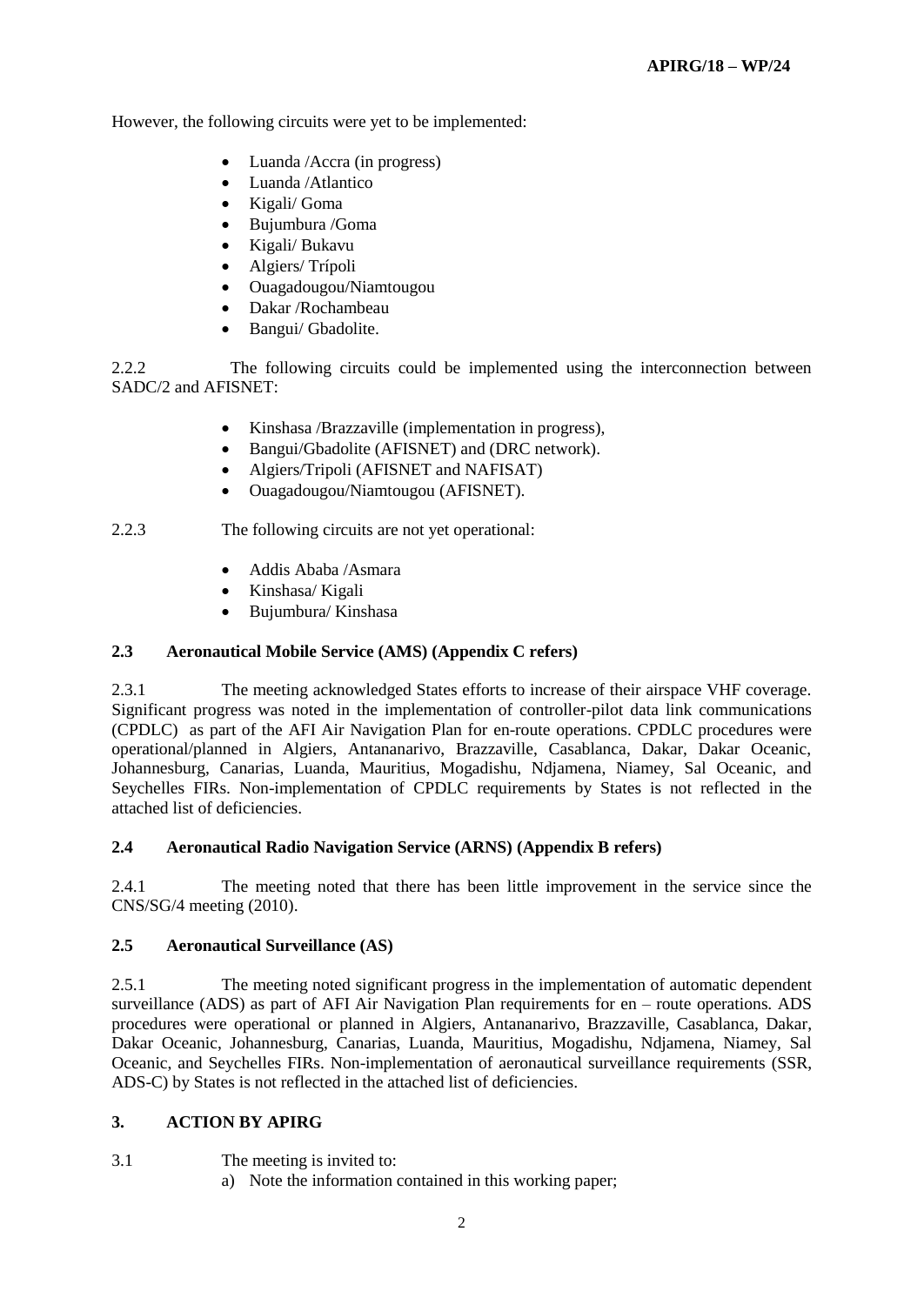However, the following circuits were yet to be implemented:

- Luanda /Accra (in progress)
- Luanda /Atlantico
- Kigali/ Goma
- Bujumbura /Goma
- Kigali/ Bukavu
- Algiers/ Trípoli
- Ouagadougou/Niamtougou
- Dakar /Rochambeau
- Bangui/ Gbadolite.

2.2.2 The following circuits could be implemented using the interconnection between SADC/2 and AFISNET:

- Kinshasa /Brazzaville (implementation in progress),
- Bangui/Gbadolite (AFISNET) and (DRC network).
- Algiers/Tripoli (AFISNET and NAFISAT)
- Ouagadougou/Niamtougou (AFISNET).

2.2.3 The following circuits are not yet operational:

- Addis Ababa /Asmara
- Kinshasa/ Kigali
- Bujumbura/ Kinshasa

### 2.3 Aeronautical Mobile Service (AMS) (Appendix C refers)

2.3.1 The meeting acknowledged States efforts to increase of their airspace VHF coverage. Significant progress was noted in the implementation of controller-pilot data link communications (CPDLC) as part of the AFI Air Navigation Plan for en-route operations. CPDLC procedures were operational/planned in Algiers, Antananarivo, Brazzaville, Casablanca, Dakar, Dakar Oceanic, Johannesburg, Canarias, Luanda, Mauritius, Mogadishu, Ndjamena, Niamey, Sal Oceanic, and Seychelles FIRs. Non-implementation of CPDLC requirements by States is not reflected in the attached list of deficiencies.

### 2.4 Aeronautical Radio Navigation Service (ARNS) (Appendix B refers)

2.4.1 The meeting noted that there has been little improvement in the service since the CNS/SG/4 meeting (2010).

### 2.5 Aeronautical Surveillance (AS)

2.5.1 The meeting noted significant progress in the implementation of automatic dependent surveillance (ADS) as part of AFI Air Navigation Plan requirements for en – route operations. ADS procedures were operational or planned in Algiers, Antananarivo, Brazzaville, Casablanca, Dakar, Dakar Oceanic, Johannesburg, Canarias, Luanda, Mauritius, Mogadishu, Ndjamena, Niamey, Sal Oceanic, and Seychelles FIRs. Non-implementation of aeronautical surveillance requirements (SSR, ADS-C) by States is not reflected in the attached list of deficiencies.

## 3. ACTION BY APIRG

3.1 The meeting is invited to:

a) Note the information contained in this working paper;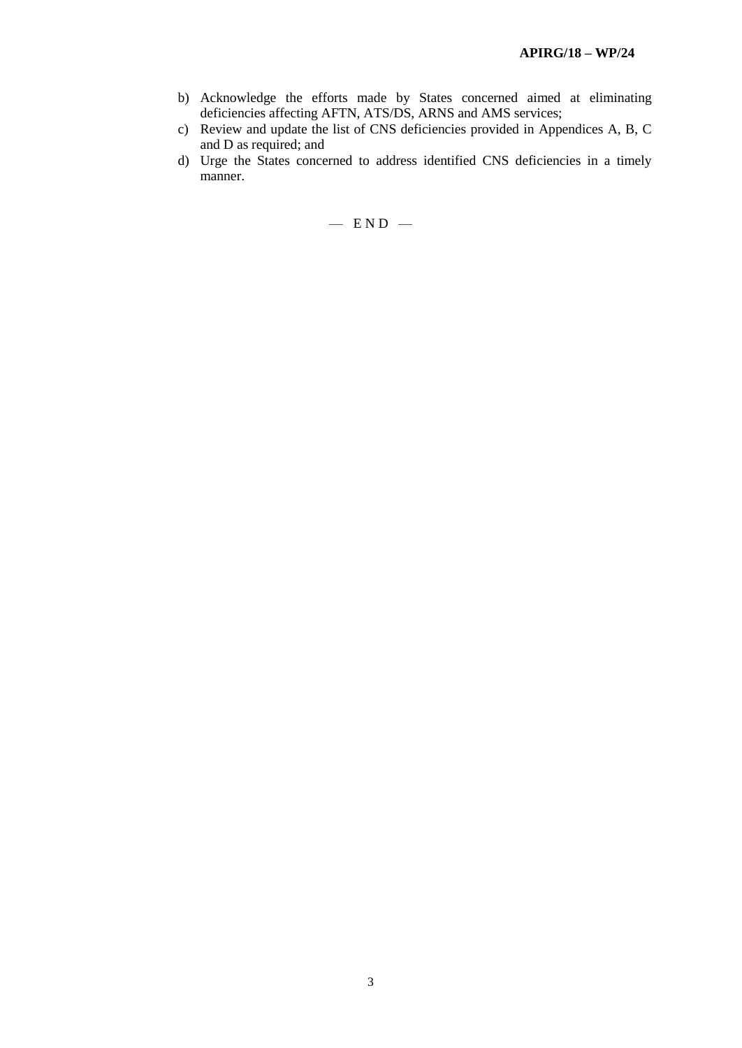b) Acknowledge the efforts made by States concerned aimed at eliminating deficiencies affecting AFTN, ATS/DS, ARNS and AMS services;
c) Review and update the list of CNS deficiencies provided in Appendices A, B, C and D as required; and
d) Urge the States concerned to address identified CNS deficiencies in a timely manner.

— E N D —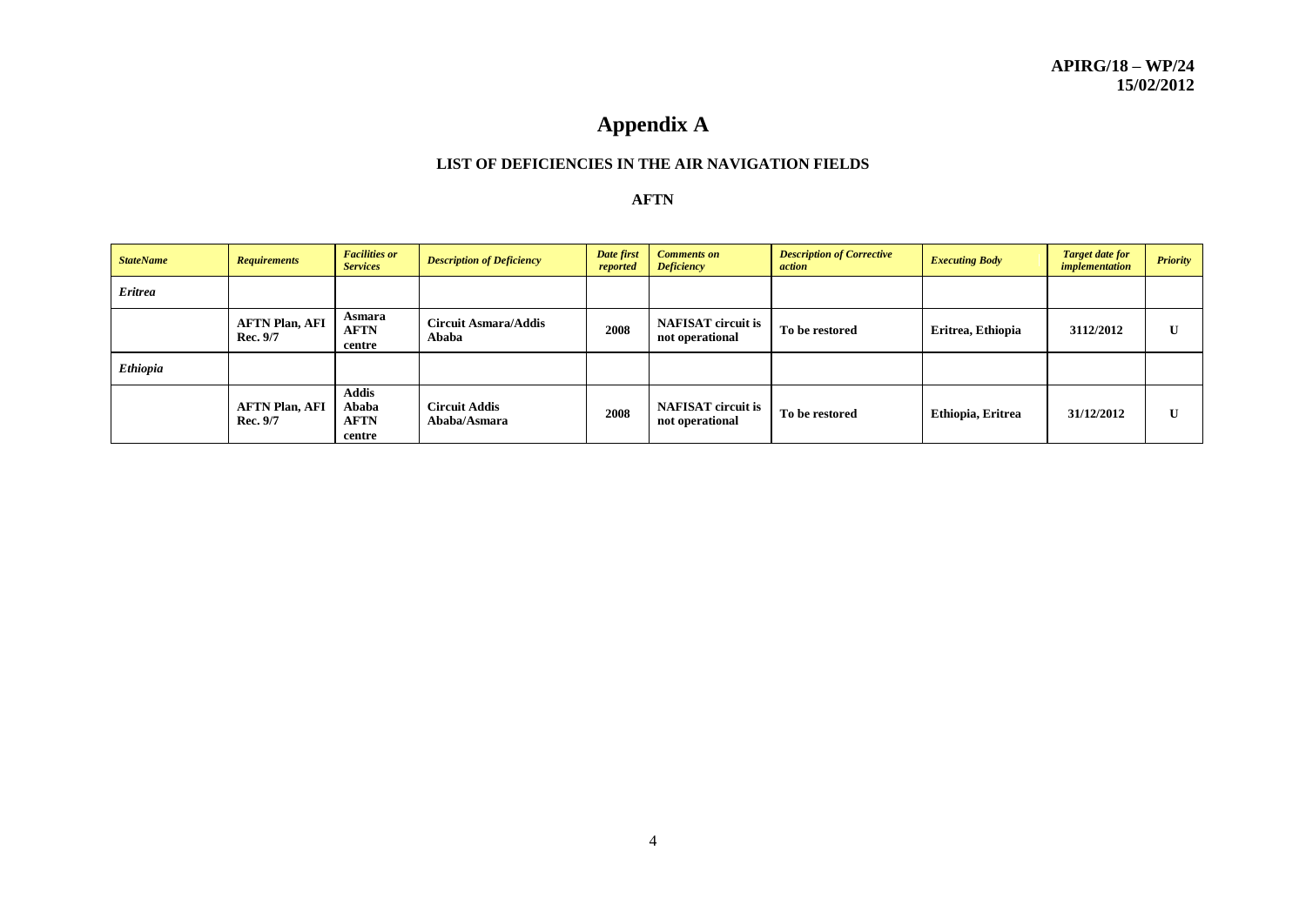# Appendix A

## LIST OF DEFICIENCIES IN THE AIR NAVIGATION FIELDS

### AFTN

| *StateName* | *Requirements* | *Facilities or Services* | *Description of Deficiency* | *Date first reported* | *Comments on Deficiency* | *Description of Corrective action* | *Executing Body* | *Target date for implementation* | *Priority* |
|---|---|---|---|---|---|---|---|---|---|
| *Eritrea* | | | | | | | | | |
| | **AFTN Plan, AFI Rec. 9/7** | **Asmara AFTN centre** | **Circuit Asmara/Addis Ababa** | **2008** | **NAFISAT circuit is not operational** | **To be restored** | **Eritrea, Ethiopia** | **3112/2012** | **U** |
| *Ethiopia* | | | | | | | | | |
| | **AFTN Plan, AFI Rec. 9/7** | **Addis Ababa AFTN centre** | **Circuit Addis Ababa/Asmara** | **2008** | **NAFISAT circuit is not operational** | **To be restored** | **Ethiopia, Eritrea** | **31/12/2012** | **U** |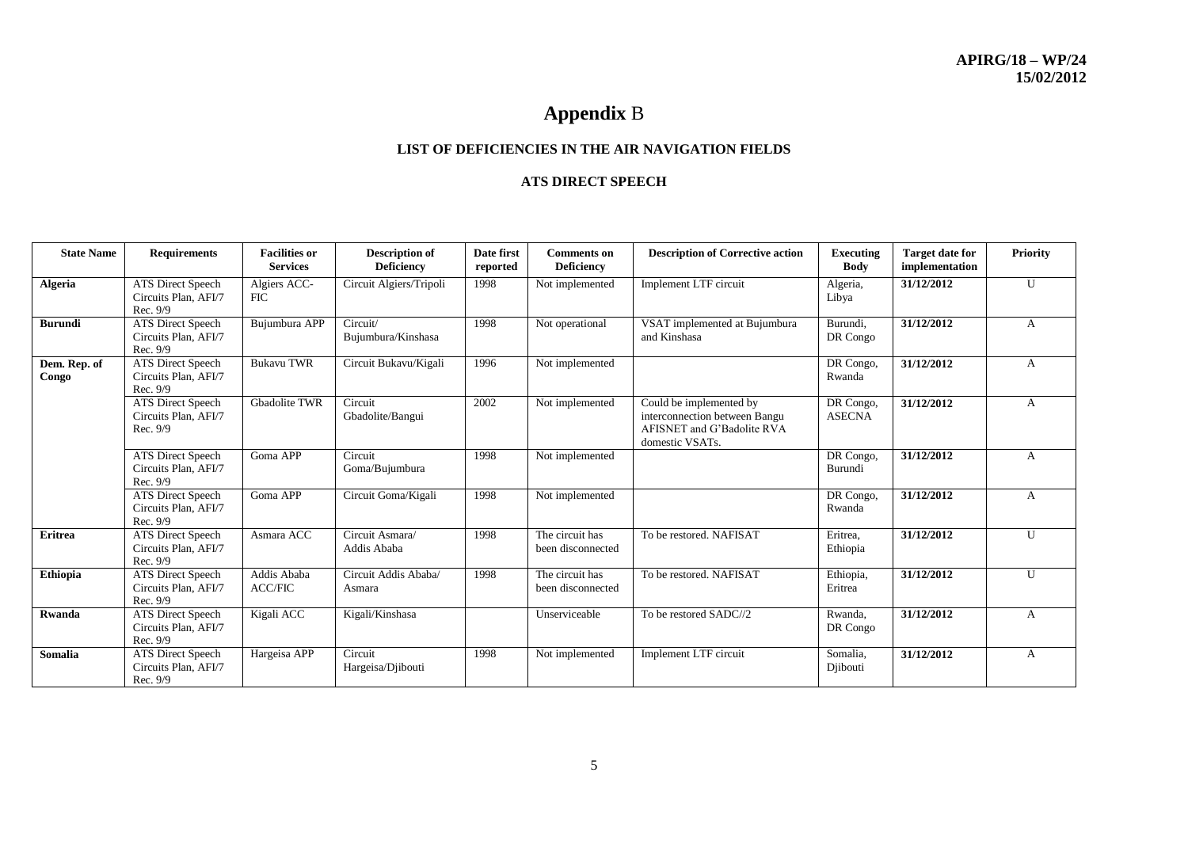# **Appendix** B

### LIST OF DEFICIENCIES IN THE AIR NAVIGATION FIELDS

### ATS DIRECT SPEECH

| State Name | Requirements | Facilities or Services | Description of Deficiency | Date first reported | Comments on Deficiency | Description of Corrective action | Executing Body | Target date for implementation | Priority |
|---|---|---|---|---|---|---|---|---|---|
| **Algeria** | ATS Direct Speech Circuits Plan, AFI/7 Rec. 9/9 | Algiers ACC-FIC | Circuit Algiers/Tripoli | 1998 | Not implemented | Implement LTF circuit | Algeria, Libya | **31/12/2012** | U |
| **Burundi** | ATS Direct Speech Circuits Plan, AFI/7 Rec. 9/9 | Bujumbura APP | Circuit/ Bujumbura/Kinshasa | 1998 | Not operational | VSAT implemented at Bujumbura and Kinshasa | Burundi, DR Congo | **31/12/2012** | A |
| **Dem. Rep. of Congo** | ATS Direct Speech Circuits Plan, AFI/7 Rec. 9/9 | Bukavu TWR | Circuit Bukavu/Kigali | 1996 | Not implemented | | DR Congo, Rwanda | **31/12/2012** | A |
| | ATS Direct Speech Circuits Plan, AFI/7 Rec. 9/9 | Gbadolite TWR | Circuit Gbadolite/Bangui | 2002 | Not implemented | Could be implemented by interconnection between Bangu AFISNET and G'Badolite RVA domestic VSATs. | DR Congo, ASECNA | **31/12/2012** | A |
| | ATS Direct Speech Circuits Plan, AFI/7 Rec. 9/9 | Goma APP | Circuit Goma/Bujumbura | 1998 | Not implemented | | DR Congo, Burundi | **31/12/2012** | A |
| | ATS Direct Speech Circuits Plan, AFI/7 Rec. 9/9 | Goma APP | Circuit Goma/Kigali | 1998 | Not implemented | | DR Congo, Rwanda | **31/12/2012** | A |
| **Eritrea** | ATS Direct Speech Circuits Plan, AFI/7 Rec. 9/9 | Asmara ACC | Circuit Asmara/ Addis Ababa | 1998 | The circuit has been disconnected | To be restored. NAFISAT | Eritrea, Ethiopia | **31/12/2012** | U |
| **Ethiopia** | ATS Direct Speech Circuits Plan, AFI/7 Rec. 9/9 | Addis Ababa ACC/FIC | Circuit Addis Ababa/ Asmara | 1998 | The circuit has been disconnected | To be restored. NAFISAT | Ethiopia, Eritrea | **31/12/2012** | U |
| **Rwanda** | ATS Direct Speech Circuits Plan, AFI/7 Rec. 9/9 | Kigali ACC | Kigali/Kinshasa | | Unserviceable | To be restored SADC//2 | Rwanda, DR Congo | **31/12/2012** | A |
| **Somalia** | ATS Direct Speech Circuits Plan, AFI/7 Rec. 9/9 | Hargeisa APP | Circuit Hargeisa/Djibouti | 1998 | Not implemented | Implement LTF circuit | Somalia, Djibouti | **31/12/2012** | A |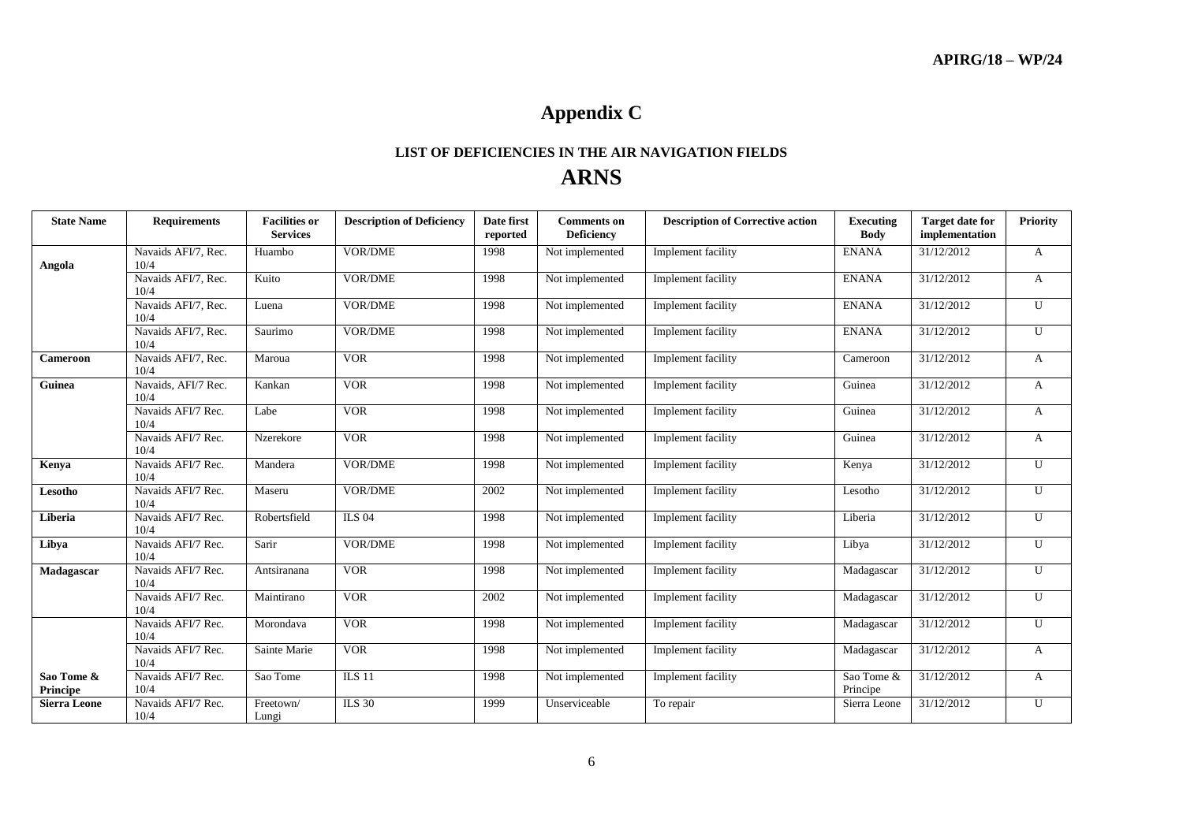# Appendix C

## LIST OF DEFICIENCIES IN THE AIR NAVIGATION FIELDS

# ARNS

| State Name | Requirements | Facilities or Services | Description of Deficiency | Date first reported | Comments on Deficiency | Description of Corrective action | Executing Body | Target date for implementation | Priority |
|---|---|---|---|---|---|---|---|---|---|
| **Angola** | Navaids AFI/7, Rec. 10/4 | Huambo | VOR/DME | 1998 | Not implemented | Implement facility | ENANA | 31/12/2012 | A |
| | Navaids AFI/7, Rec. 10/4 | Kuito | VOR/DME | 1998 | Not implemented | Implement facility | ENANA | 31/12/2012 | A |
| | Navaids AFI/7, Rec. 10/4 | Luena | VOR/DME | 1998 | Not implemented | Implement facility | ENANA | 31/12/2012 | U |
| | Navaids AFI/7, Rec. 10/4 | Saurimo | VOR/DME | 1998 | Not implemented | Implement facility | ENANA | 31/12/2012 | U |
| **Cameroon** | Navaids AFI/7, Rec. 10/4 | Maroua | VOR | 1998 | Not implemented | Implement facility | Cameroon | 31/12/2012 | A |
| **Guinea** | Navaids, AFI/7 Rec. 10/4 | Kankan | VOR | 1998 | Not implemented | Implement facility | Guinea | 31/12/2012 | A |
| | Navaids AFI/7 Rec. 10/4 | Labe | VOR | 1998 | Not implemented | Implement facility | Guinea | 31/12/2012 | A |
| | Navaids AFI/7 Rec. 10/4 | Nzerekore | VOR | 1998 | Not implemented | Implement facility | Guinea | 31/12/2012 | A |
| **Kenya** | Navaids AFI/7 Rec. 10/4 | Mandera | VOR/DME | 1998 | Not implemented | Implement facility | Kenya | 31/12/2012 | U |
| **Lesotho** | Navaids AFI/7 Rec. 10/4 | Maseru | VOR/DME | 2002 | Not implemented | Implement facility | Lesotho | 31/12/2012 | U |
| **Liberia** | Navaids AFI/7 Rec. 10/4 | Robertsfield | ILS 04 | 1998 | Not implemented | Implement facility | Liberia | 31/12/2012 | U |
| **Libya** | Navaids AFI/7 Rec. 10/4 | Sarir | VOR/DME | 1998 | Not implemented | Implement facility | Libya | 31/12/2012 | U |
| **Madagascar** | Navaids AFI/7 Rec. 10/4 | Antsiranana | VOR | 1998 | Not implemented | Implement facility | Madagascar | 31/12/2012 | U |
| | Navaids AFI/7 Rec. 10/4 | Maintirano | VOR | 2002 | Not implemented | Implement facility | Madagascar | 31/12/2012 | U |
| | Navaids AFI/7 Rec. 10/4 | Morondava | VOR | 1998 | Not implemented | Implement facility | Madagascar | 31/12/2012 | U |
| | Navaids AFI/7 Rec. 10/4 | Sainte Marie | VOR | 1998 | Not implemented | Implement facility | Madagascar | 31/12/2012 | A |
| **Sao Tome & Principe** | Navaids AFI/7 Rec. 10/4 | Sao Tome | ILS 11 | 1998 | Not implemented | Implement facility | Sao Tome & Principe | 31/12/2012 | A |
| **Sierra Leone** | Navaids AFI/7 Rec. 10/4 | Freetown/ Lungi | ILS 30 | 1999 | Unserviceable | To repair | Sierra Leone | 31/12/2012 | U |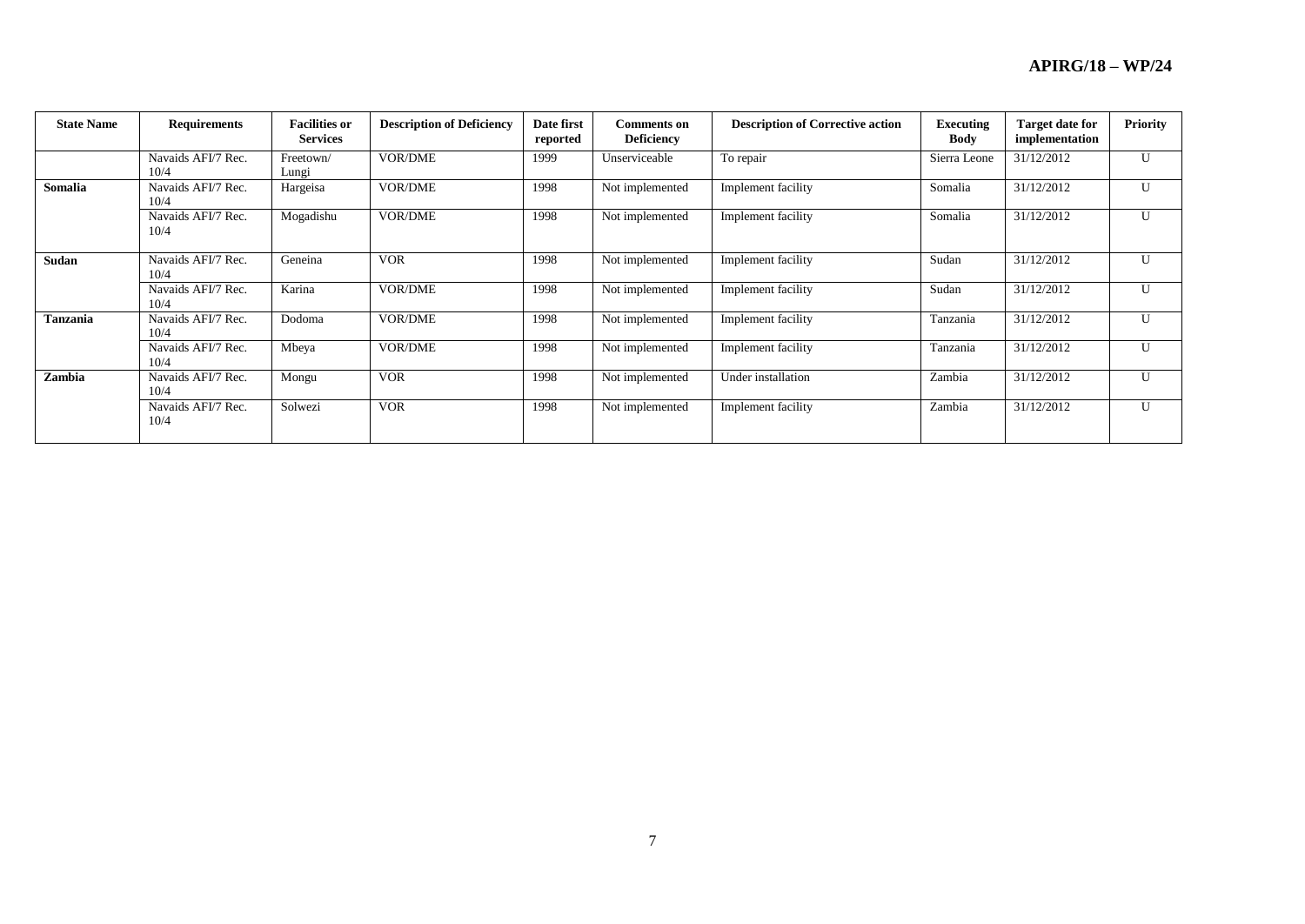| State Name | Requirements | Facilities or Services | Description of Deficiency | Date first reported | Comments on Deficiency | Description of Corrective action | Executing Body | Target date for implementation | Priority |
|---|---|---|---|---|---|---|---|---|---|
| | Navaids AFI/7 Rec. 10/4 | Freetown/ Lungi | VOR/DME | 1999 | Unserviceable | To repair | Sierra Leone | 31/12/2012 | U |
| **Somalia** | Navaids AFI/7 Rec. 10/4 | Hargeisa | VOR/DME | 1998 | Not implemented | Implement facility | Somalia | 31/12/2012 | U |
| | Navaids AFI/7 Rec. 10/4 | Mogadishu | VOR/DME | 1998 | Not implemented | Implement facility | Somalia | 31/12/2012 | U |
| **Sudan** | Navaids AFI/7 Rec. 10/4 | Geneina | VOR | 1998 | Not implemented | Implement facility | Sudan | 31/12/2012 | U |
| | Navaids AFI/7 Rec. 10/4 | Karina | VOR/DME | 1998 | Not implemented | Implement facility | Sudan | 31/12/2012 | U |
| **Tanzania** | Navaids AFI/7 Rec. 10/4 | Dodoma | VOR/DME | 1998 | Not implemented | Implement facility | Tanzania | 31/12/2012 | U |
| | Navaids AFI/7 Rec. 10/4 | Mbeya | VOR/DME | 1998 | Not implemented | Implement facility | Tanzania | 31/12/2012 | U |
| **Zambia** | Navaids AFI/7 Rec. 10/4 | Mongu | VOR | 1998 | Not implemented | Under installation | Zambia | 31/12/2012 | U |
| | Navaids AFI/7 Rec. 10/4 | Solwezi | VOR | 1998 | Not implemented | Implement facility | Zambia | 31/12/2012 | U |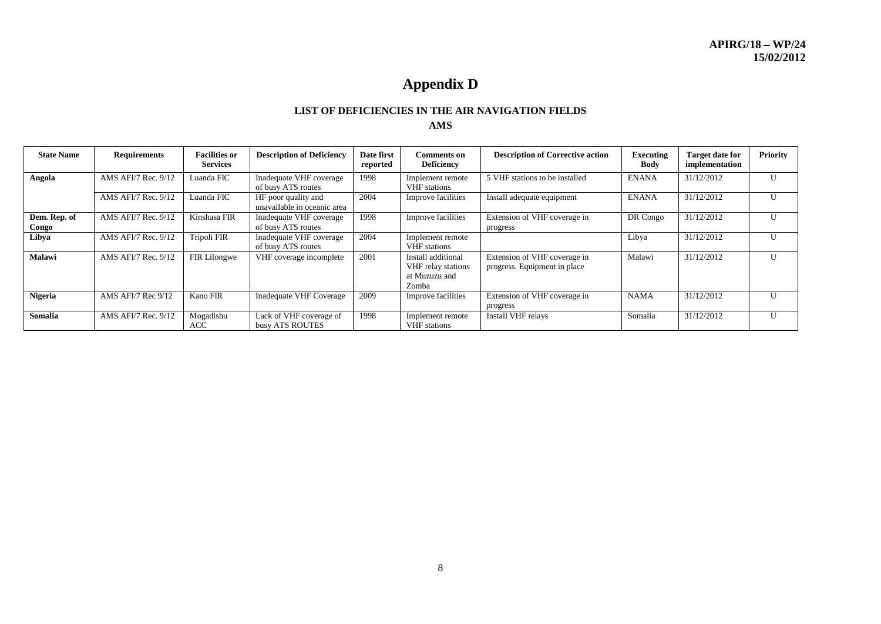APIRG/18 – WP/24
15/02/2012

# Appendix D

## LIST OF DEFICIENCIES IN THE AIR NAVIGATION FIELDS

### AMS

| State Name | Requirements | Facilities or Services | Description of Deficiency | Date first reported | Comments on Deficiency | Description of Corrective action | Executing Body | Target date for implementation | Priority |
|---|---|---|---|---|---|---|---|---|---|
| **Angola** | AMS AFI/7 Rec. 9/12 | Luanda FIC | Inadequate VHF coverage of busy ATS routes | 1998 | Implement remote VHF stations | 5 VHF stations to be installed | ENANA | 31/12/2012 | U |
| | AMS AFI/7 Rec. 9/12 | Luanda FIC | HF poor quality and unavailable in oceanic area | 2004 | Improve facilities | Install adequate equipment | ENANA | 31/12/2012 | U |
| **Dem. Rep. of Congo** | AMS AFI/7 Rec. 9/12 | Kinshasa FIR | Inadequate VHF coverage of busy ATS routes | 1998 | Improve facilities | Extension of VHF coverage in progress | DR Congo | 31/12/2012 | U |
| **Libya** | AMS AFI/7 Rec. 9/12 | Tripoli FIR | Inadequate VHF coverage of busy ATS routes | 2004 | Implement remote VHF stations | | Libya | 31/12/2012 | U |
| **Malawi** | AMS AFI/7 Rec. 9/12 | FIR Lilongwe | VHF coverage incomplete | 2001 | Install additional VHF relay stations at Muzuzu and Zomba | Extension of VHF coverage in progress. Equipment in place | Malawi | 31/12/2012 | U |
| **Nigeria** | AMS AFI/7 Rec 9/12 | Kano FIR | Inadequate VHF Coverage | 2009 | Improve facilities | Extension of VHF coverage in progress | NAMA | 31/12/2012 | U |
| **Somalia** | AMS AFI/7 Rec. 9/12 | Mogadishu ACC | Lack of VHF coverage of busy ATS ROUTES | 1998 | Implement remote VHF stations | Install VHF relays | Somalia | 31/12/2012 | U |